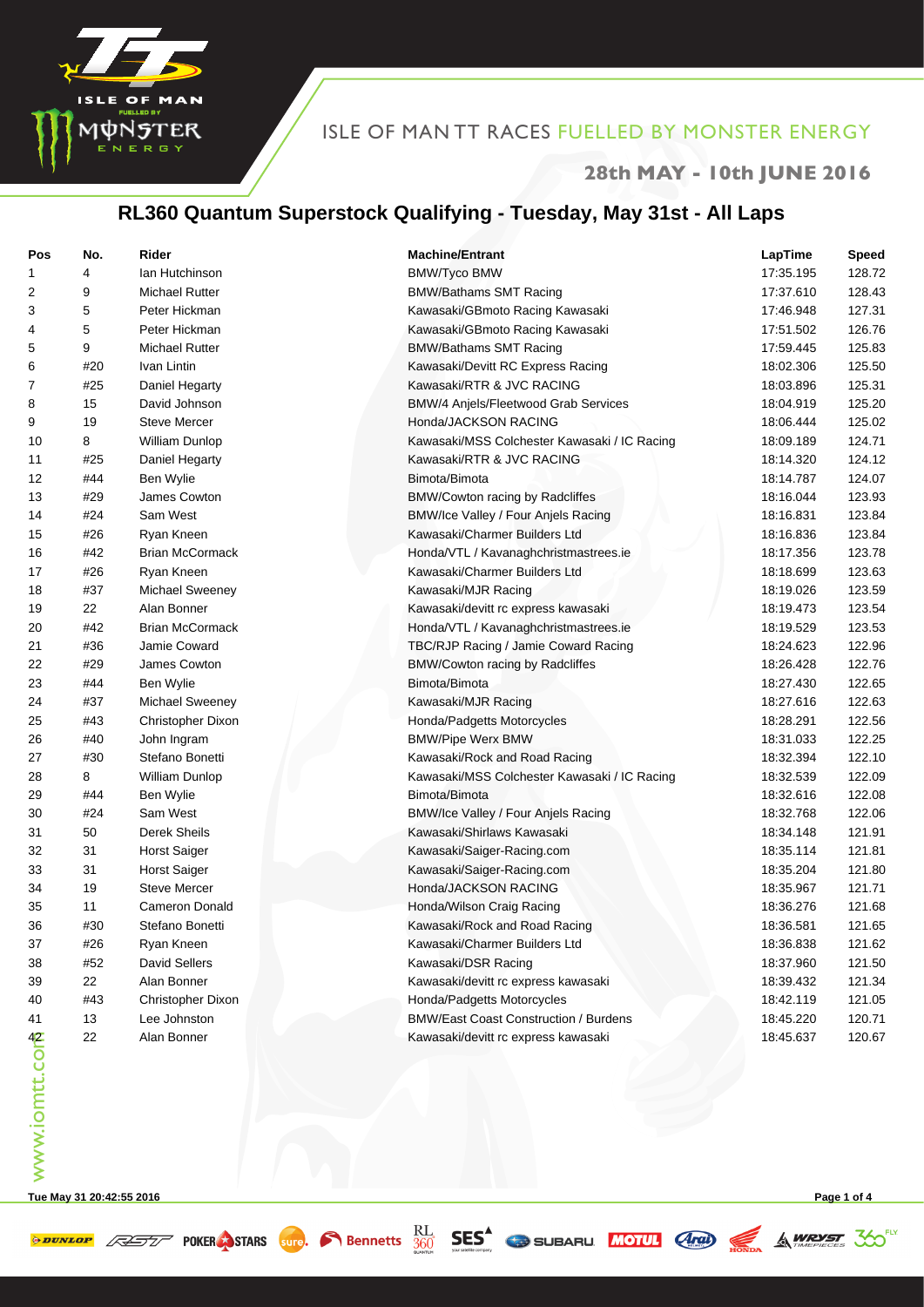ISLE OF MAN TT RACES FUELLED BY MONSTER ENERGY

**28th MAY - 10th JUNE 2016**

## RL360 Quantum Superstock Qualifying - Tuesday, May 31st - All Laps

| Pos | No. | Rider | Machine/Entrant | LapTime | Speed |
|---|---|---|---|---|---|
| 1 | 4 | Ian Hutchinson | BMW/Tyco BMW | 17:35.195 | 128.72 |
| 2 | 9 | Michael Rutter | BMW/Bathams SMT Racing | 17:37.610 | 128.43 |
| 3 | 5 | Peter Hickman | Kawasaki/GBmoto Racing Kawasaki | 17:46.948 | 127.31 |
| 4 | 5 | Peter Hickman | Kawasaki/GBmoto Racing Kawasaki | 17:51.502 | 126.76 |
| 5 | 9 | Michael Rutter | BMW/Bathams SMT Racing | 17:59.445 | 125.83 |
| 6 | #20 | Ivan Lintin | Kawasaki/Devitt RC Express Racing | 18:02.306 | 125.50 |
| 7 | #25 | Daniel Hegarty | Kawasaki/RTR & JVC RACING | 18:03.896 | 125.31 |
| 8 | 15 | David Johnson | BMW/4 Anjels/Fleetwood Grab Services | 18:04.919 | 125.20 |
| 9 | 19 | Steve Mercer | Honda/JACKSON RACING | 18:06.444 | 125.02 |
| 10 | 8 | William Dunlop | Kawasaki/MSS Colchester Kawasaki / IC Racing | 18:09.189 | 124.71 |
| 11 | #25 | Daniel Hegarty | Kawasaki/RTR & JVC RACING | 18:14.320 | 124.12 |
| 12 | #44 | Ben Wylie | Bimota/Bimota | 18:14.787 | 124.07 |
| 13 | #29 | James Cowton | BMW/Cowton racing by Radcliffes | 18:16.044 | 123.93 |
| 14 | #24 | Sam West | BMW/Ice Valley / Four Anjels Racing | 18:16.831 | 123.84 |
| 15 | #26 | Ryan Kneen | Kawasaki/Charmer Builders Ltd | 18:16.836 | 123.84 |
| 16 | #42 | Brian McCormack | Honda/VTL / Kavanaghchristmastrees.ie | 18:17.356 | 123.78 |
| 17 | #26 | Ryan Kneen | Kawasaki/Charmer Builders Ltd | 18:18.699 | 123.63 |
| 18 | #37 | Michael Sweeney | Kawasaki/MJR Racing | 18:19.026 | 123.59 |
| 19 | 22 | Alan Bonner | Kawasaki/devitt rc express kawasaki | 18:19.473 | 123.54 |
| 20 | #42 | Brian McCormack | Honda/VTL / Kavanaghchristmastrees.ie | 18:19.529 | 123.53 |
| 21 | #36 | Jamie Coward | TBC/RJP Racing / Jamie Coward Racing | 18:24.623 | 122.96 |
| 22 | #29 | James Cowton | BMW/Cowton racing by Radcliffes | 18:26.428 | 122.76 |
| 23 | #44 | Ben Wylie | Bimota/Bimota | 18:27.430 | 122.65 |
| 24 | #37 | Michael Sweeney | Kawasaki/MJR Racing | 18:27.616 | 122.63 |
| 25 | #43 | Christopher Dixon | Honda/Padgetts Motorcycles | 18:28.291 | 122.56 |
| 26 | #40 | John Ingram | BMW/Pipe Werx BMW | 18:31.033 | 122.25 |
| 27 | #30 | Stefano Bonetti | Kawasaki/Rock and Road Racing | 18:32.394 | 122.10 |
| 28 | 8 | William Dunlop | Kawasaki/MSS Colchester Kawasaki / IC Racing | 18:32.539 | 122.09 |
| 29 | #44 | Ben Wylie | Bimota/Bimota | 18:32.616 | 122.08 |
| 30 | #24 | Sam West | BMW/Ice Valley / Four Anjels Racing | 18:32.768 | 122.06 |
| 31 | 50 | Derek Sheils | Kawasaki/Shirlaws Kawasaki | 18:34.148 | 121.91 |
| 32 | 31 | Horst Saiger | Kawasaki/Saiger-Racing.com | 18:35.114 | 121.81 |
| 33 | 31 | Horst Saiger | Kawasaki/Saiger-Racing.com | 18:35.204 | 121.80 |
| 34 | 19 | Steve Mercer | Honda/JACKSON RACING | 18:35.967 | 121.71 |
| 35 | 11 | Cameron Donald | Honda/Wilson Craig Racing | 18:36.276 | 121.68 |
| 36 | #30 | Stefano Bonetti | Kawasaki/Rock and Road Racing | 18:36.581 | 121.65 |
| 37 | #26 | Ryan Kneen | Kawasaki/Charmer Builders Ltd | 18:36.838 | 121.62 |
| 38 | #52 | David Sellers | Kawasaki/DSR Racing | 18:37.960 | 121.50 |
| 39 | 22 | Alan Bonner | Kawasaki/devitt rc express kawasaki | 18:39.432 | 121.34 |
| 40 | #43 | Christopher Dixon | Honda/Padgetts Motorcycles | 18:42.119 | 121.05 |
| 41 | 13 | Lee Johnston | BMW/East Coast Construction / Burdens | 18:45.220 | 120.71 |
| 42 | 22 | Alan Bonner | Kawasaki/devitt rc express kawasaki | 18:45.637 | 120.67 |

Tue May 31 20:42:55 2016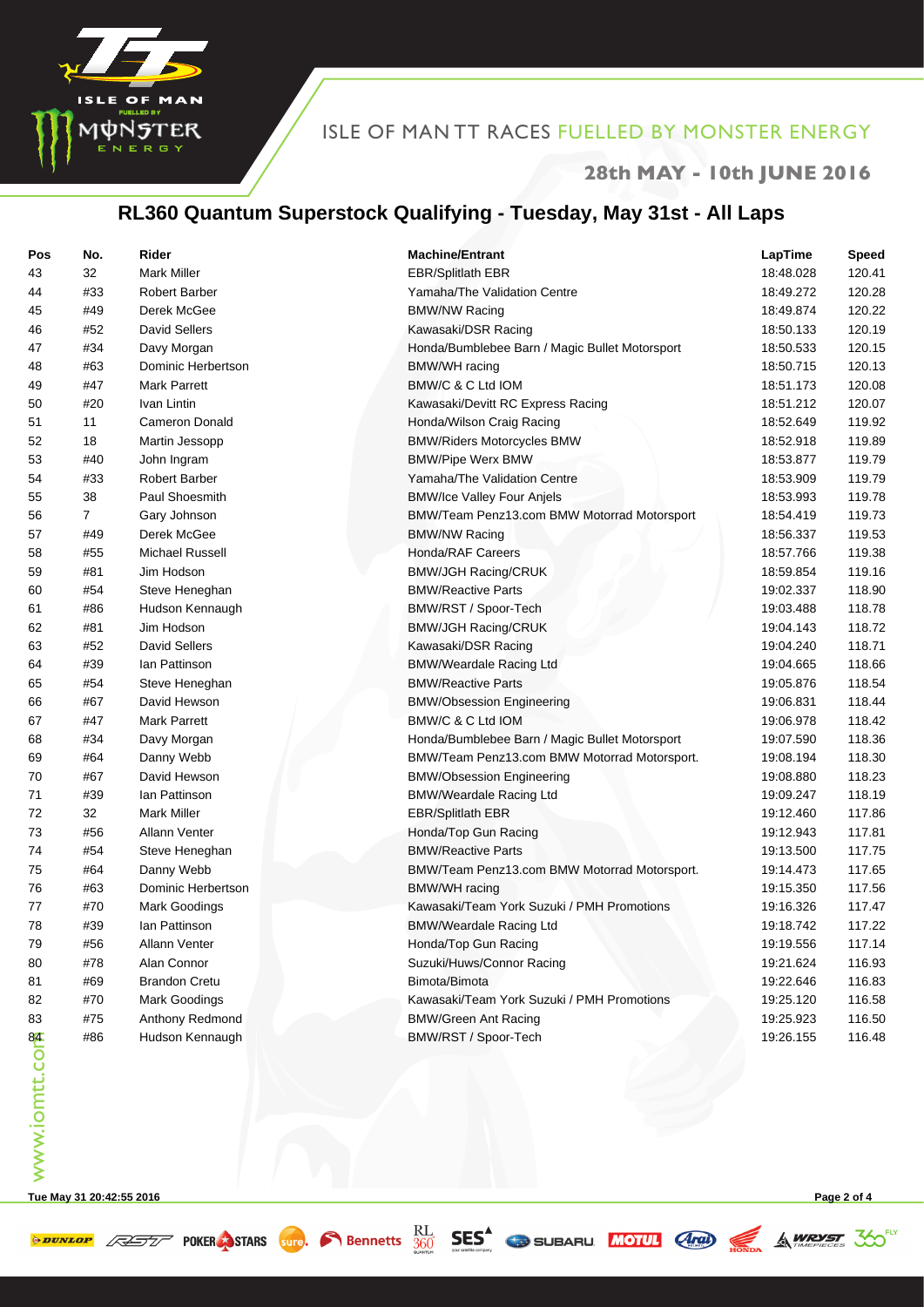ISLE OF MAN TT RACES FUELLED BY MONSTER ENERGY

28th MAY - 10th JUNE 2016

## RL360 Quantum Superstock Qualifying - Tuesday, May 31st - All Laps

| Pos | No. | Rider | Machine/Entrant | LapTime | Speed |
|---|---|---|---|---|---|
| 43 | 32 | Mark Miller | EBR/Splitlath EBR | 18:48.028 | 120.41 |
| 44 | #33 | Robert Barber | Yamaha/The Validation Centre | 18:49.272 | 120.28 |
| 45 | #49 | Derek McGee | BMW/NW Racing | 18:49.874 | 120.22 |
| 46 | #52 | David Sellers | Kawasaki/DSR Racing | 18:50.133 | 120.19 |
| 47 | #34 | Davy Morgan | Honda/Bumblebee Barn / Magic Bullet Motorsport | 18:50.533 | 120.15 |
| 48 | #63 | Dominic Herbertson | BMW/WH racing | 18:50.715 | 120.13 |
| 49 | #47 | Mark Parrett | BMW/C & C Ltd IOM | 18:51.173 | 120.08 |
| 50 | #20 | Ivan Lintin | Kawasaki/Devitt RC Express Racing | 18:51.212 | 120.07 |
| 51 | 11 | Cameron Donald | Honda/Wilson Craig Racing | 18:52.649 | 119.92 |
| 52 | 18 | Martin Jessopp | BMW/Riders Motorcycles BMW | 18:52.918 | 119.89 |
| 53 | #40 | John Ingram | BMW/Pipe Werx BMW | 18:53.877 | 119.79 |
| 54 | #33 | Robert Barber | Yamaha/The Validation Centre | 18:53.909 | 119.79 |
| 55 | 38 | Paul Shoesmith | BMW/Ice Valley Four Anjels | 18:53.993 | 119.78 |
| 56 | 7 | Gary Johnson | BMW/Team Penz13.com BMW Motorrad Motorsport | 18:54.419 | 119.73 |
| 57 | #49 | Derek McGee | BMW/NW Racing | 18:56.337 | 119.53 |
| 58 | #55 | Michael Russell | Honda/RAF Careers | 18:57.766 | 119.38 |
| 59 | #81 | Jim Hodson | BMW/JGH Racing/CRUK | 18:59.854 | 119.16 |
| 60 | #54 | Steve Heneghan | BMW/Reactive Parts | 19:02.337 | 118.90 |
| 61 | #86 | Hudson Kennaugh | BMW/RST / Spoor-Tech | 19:03.488 | 118.78 |
| 62 | #81 | Jim Hodson | BMW/JGH Racing/CRUK | 19:04.143 | 118.72 |
| 63 | #52 | David Sellers | Kawasaki/DSR Racing | 19:04.240 | 118.71 |
| 64 | #39 | Ian Pattinson | BMW/Weardale Racing Ltd | 19:04.665 | 118.66 |
| 65 | #54 | Steve Heneghan | BMW/Reactive Parts | 19:05.876 | 118.54 |
| 66 | #67 | David Hewson | BMW/Obsession Engineering | 19:06.831 | 118.44 |
| 67 | #47 | Mark Parrett | BMW/C & C Ltd IOM | 19:06.978 | 118.42 |
| 68 | #34 | Davy Morgan | Honda/Bumblebee Barn / Magic Bullet Motorsport | 19:07.590 | 118.36 |
| 69 | #64 | Danny Webb | BMW/Team Penz13.com BMW Motorrad Motorsport. | 19:08.194 | 118.30 |
| 70 | #67 | David Hewson | BMW/Obsession Engineering | 19:08.880 | 118.23 |
| 71 | #39 | Ian Pattinson | BMW/Weardale Racing Ltd | 19:09.247 | 118.19 |
| 72 | 32 | Mark Miller | EBR/Splitlath EBR | 19:12.460 | 117.86 |
| 73 | #56 | Allann Venter | Honda/Top Gun Racing | 19:12.943 | 117.81 |
| 74 | #54 | Steve Heneghan | BMW/Reactive Parts | 19:13.500 | 117.75 |
| 75 | #64 | Danny Webb | BMW/Team Penz13.com BMW Motorrad Motorsport. | 19:14.473 | 117.65 |
| 76 | #63 | Dominic Herbertson | BMW/WH racing | 19:15.350 | 117.56 |
| 77 | #70 | Mark Goodings | Kawasaki/Team York Suzuki / PMH Promotions | 19:16.326 | 117.47 |
| 78 | #39 | Ian Pattinson | BMW/Weardale Racing Ltd | 19:18.742 | 117.22 |
| 79 | #56 | Allann Venter | Honda/Top Gun Racing | 19:19.556 | 117.14 |
| 80 | #78 | Alan Connor | Suzuki/Huws/Connor Racing | 19:21.624 | 116.93 |
| 81 | #69 | Brandon Cretu | Bimota/Bimota | 19:22.646 | 116.83 |
| 82 | #70 | Mark Goodings | Kawasaki/Team York Suzuki / PMH Promotions | 19:25.120 | 116.58 |
| 83 | #75 | Anthony Redmond | BMW/Green Ant Racing | 19:25.923 | 116.50 |
| 84 | #86 | Hudson Kennaugh | BMW/RST / Spoor-Tech | 19:26.155 | 116.48 |

Tue May 31 20:42:55 2016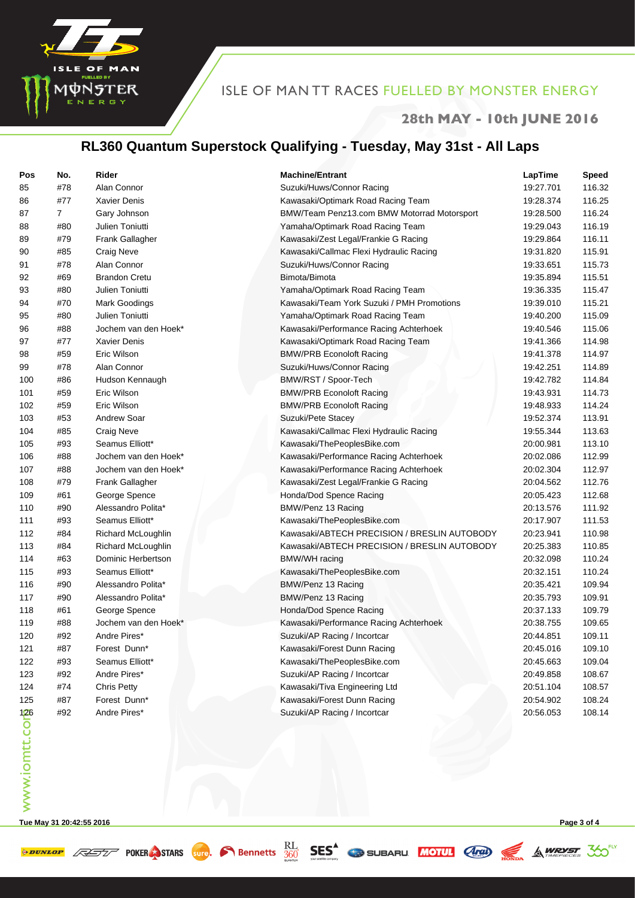ISLE OF MAN TT RACES FUELLED BY MONSTER ENERGY

**28th MAY - 10th JUNE 2016**

## RL360 Quantum Superstock Qualifying - Tuesday, May 31st - All Laps

| Pos | No. | Rider | Machine/Entrant | LapTime | Speed |
|---|---|---|---|---|---|
| 85 | #78 | Alan Connor | Suzuki/Huws/Connor Racing | 19:27.701 | 116.32 |
| 86 | #77 | Xavier Denis | Kawasaki/Optimark Road Racing Team | 19:28.374 | 116.25 |
| 87 | 7 | Gary Johnson | BMW/Team Penz13.com BMW Motorrad Motorsport | 19:28.500 | 116.24 |
| 88 | #80 | Julien Toniutti | Yamaha/Optimark Road Racing Team | 19:29.043 | 116.19 |
| 89 | #79 | Frank Gallagher | Kawasaki/Zest Legal/Frankie G Racing | 19:29.864 | 116.11 |
| 90 | #85 | Craig Neve | Kawasaki/Callmac Flexi Hydraulic Racing | 19:31.820 | 115.91 |
| 91 | #78 | Alan Connor | Suzuki/Huws/Connor Racing | 19:33.651 | 115.73 |
| 92 | #69 | Brandon Cretu | Bimota/Bimota | 19:35.894 | 115.51 |
| 93 | #80 | Julien Toniutti | Yamaha/Optimark Road Racing Team | 19:36.335 | 115.47 |
| 94 | #70 | Mark Goodings | Kawasaki/Team York Suzuki / PMH Promotions | 19:39.010 | 115.21 |
| 95 | #80 | Julien Toniutti | Yamaha/Optimark Road Racing Team | 19:40.200 | 115.09 |
| 96 | #88 | Jochem van den Hoek* | Kawasaki/Performance Racing Achterhoek | 19:40.546 | 115.06 |
| 97 | #77 | Xavier Denis | Kawasaki/Optimark Road Racing Team | 19:41.366 | 114.98 |
| 98 | #59 | Eric Wilson | BMW/PRB Econoloft Racing | 19:41.378 | 114.97 |
| 99 | #78 | Alan Connor | Suzuki/Huws/Connor Racing | 19:42.251 | 114.89 |
| 100 | #86 | Hudson Kennaugh | BMW/RST / Spoor-Tech | 19:42.782 | 114.84 |
| 101 | #59 | Eric Wilson | BMW/PRB Econoloft Racing | 19:43.931 | 114.73 |
| 102 | #59 | Eric Wilson | BMW/PRB Econoloft Racing | 19:48.933 | 114.24 |
| 103 | #53 | Andrew Soar | Suzuki/Pete Stacey | 19:52.374 | 113.91 |
| 104 | #85 | Craig Neve | Kawasaki/Callmac Flexi Hydraulic Racing | 19:55.344 | 113.63 |
| 105 | #93 | Seamus Elliott* | Kawasaki/ThePeoplesBike.com | 20:00.981 | 113.10 |
| 106 | #88 | Jochem van den Hoek* | Kawasaki/Performance Racing Achterhoek | 20:02.086 | 112.99 |
| 107 | #88 | Jochem van den Hoek* | Kawasaki/Performance Racing Achterhoek | 20:02.304 | 112.97 |
| 108 | #79 | Frank Gallagher | Kawasaki/Zest Legal/Frankie G Racing | 20:04.562 | 112.76 |
| 109 | #61 | George Spence | Honda/Dod Spence Racing | 20:05.423 | 112.68 |
| 110 | #90 | Alessandro Polita* | BMW/Penz 13 Racing | 20:13.576 | 111.92 |
| 111 | #93 | Seamus Elliott* | Kawasaki/ThePeoplesBike.com | 20:17.907 | 111.53 |
| 112 | #84 | Richard McLoughlin | Kawasaki/ABTECH PRECISION / BRESLIN AUTOBODY | 20:23.941 | 110.98 |
| 113 | #84 | Richard McLoughlin | Kawasaki/ABTECH PRECISION / BRESLIN AUTOBODY | 20:25.383 | 110.85 |
| 114 | #63 | Dominic Herbertson | BMW/WH racing | 20:32.098 | 110.24 |
| 115 | #93 | Seamus Elliott* | Kawasaki/ThePeoplesBike.com | 20:32.151 | 110.24 |
| 116 | #90 | Alessandro Polita* | BMW/Penz 13 Racing | 20:35.421 | 109.94 |
| 117 | #90 | Alessandro Polita* | BMW/Penz 13 Racing | 20:35.793 | 109.91 |
| 118 | #61 | George Spence | Honda/Dod Spence Racing | 20:37.133 | 109.79 |
| 119 | #88 | Jochem van den Hoek* | Kawasaki/Performance Racing Achterhoek | 20:38.755 | 109.65 |
| 120 | #92 | Andre Pires* | Suzuki/AP Racing / Incortcar | 20:44.851 | 109.11 |
| 121 | #87 | Forest Dunn* | Kawasaki/Forest Dunn Racing | 20:45.016 | 109.10 |
| 122 | #93 | Seamus Elliott* | Kawasaki/ThePeoplesBike.com | 20:45.663 | 109.04 |
| 123 | #92 | Andre Pires* | Suzuki/AP Racing / Incortcar | 20:49.858 | 108.67 |
| 124 | #74 | Chris Petty | Kawasaki/Tiva Engineering Ltd | 20:51.104 | 108.57 |
| 125 | #87 | Forest Dunn* | Kawasaki/Forest Dunn Racing | 20:54.902 | 108.24 |
| 126 | #92 | Andre Pires* | Suzuki/AP Racing / Incortcar | 20:56.053 | 108.14 |

Tue May 31 20:42:55 2016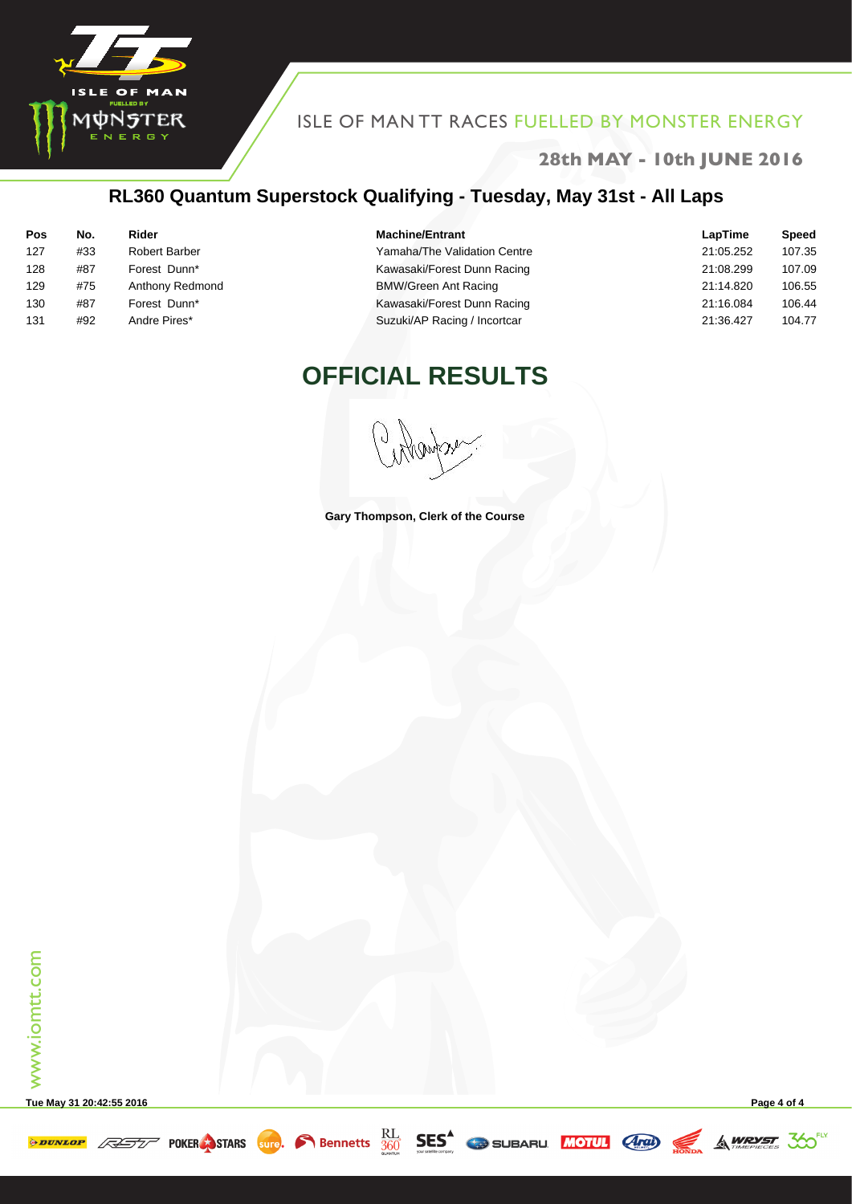## RL360 Quantum Superstock Qualifying - Tuesday, May 31st - All Laps

| Pos | No. | Rider | Machine/Entrant | LapTime | Speed |
|---|---|---|---|---|---|
| 127 | #33 | Robert Barber | Yamaha/The Validation Centre | 21:05.252 | 107.35 |
| 128 | #87 | Forest Dunn* | Kawasaki/Forest Dunn Racing | 21:08.299 | 107.09 |
| 129 | #75 | Anthony Redmond | BMW/Green Ant Racing | 21:14.820 | 106.55 |
| 130 | #87 | Forest Dunn* | Kawasaki/Forest Dunn Racing | 21:16.084 | 106.44 |
| 131 | #92 | Andre Pires* | Suzuki/AP Racing / Incortcar | 21:36.427 | 104.77 |

# OFFICIAL RESULTS

**Gary Thompson, Clerk of the Course**

**Tue May 31 20:42:55 2016**